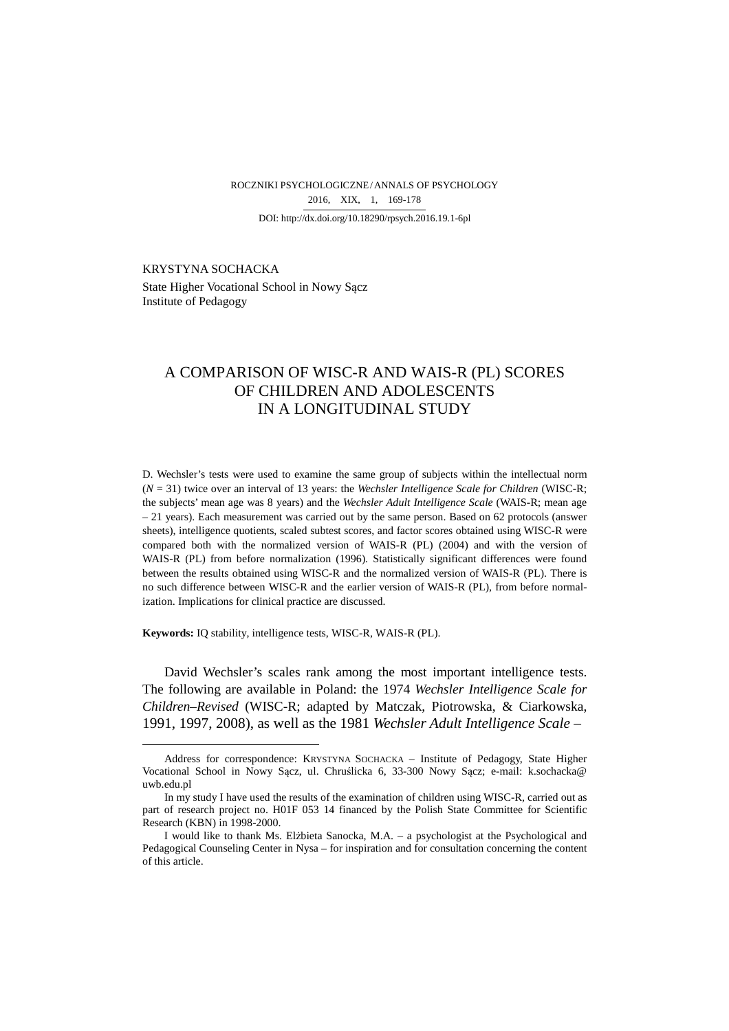KRYSTYNA SOCHACKA

State Higher Vocational School in Nowy Sącz
Institute of Pedagogy

# A COMPARISON OF WISC-R AND WAIS-R (PL) SCORES OF CHILDREN AND ADOLESCENTS IN A LONGITUDINAL STUDY

D. Wechsler's tests were used to examine the same group of subjects within the intellectual norm (*N* = 31) twice over an interval of 13 years: the *Wechsler Intelligence Scale for Children* (WISC-R; the subjects' mean age was 8 years) and the *Wechsler Adult Intelligence Scale* (WAIS-R; mean age – 21 years). Each measurement was carried out by the same person. Based on 62 protocols (answer sheets), intelligence quotients, scaled subtest scores, and factor scores obtained using WISC-R were compared both with the normalized version of WAIS-R (PL) (2004) and with the version of WAIS-R (PL) from before normalization (1996). Statistically significant differences were found between the results obtained using WISC-R and the normalized version of WAIS-R (PL). There is no such difference between WISC-R and the earlier version of WAIS-R (PL), from before normalization. Implications for clinical practice are discussed.

**Keywords:** IQ stability, intelligence tests, WISC-R, WAIS-R (PL).

David Wechsler's scales rank among the most important intelligence tests. The following are available in Poland: the 1974 *Wechsler Intelligence Scale for Children–Revised* (WISC-R; adapted by Matczak, Piotrowska, & Ciarkowska, 1991, 1997, 2008), as well as the 1981 *Wechsler Adult Intelligence Scale* –

---

Address for correspondence: KRYSTYNA SOCHACKA – Institute of Pedagogy, State Higher Vocational School in Nowy Sącz, ul. Chruślicka 6, 33-300 Nowy Sącz; e-mail: k.sochacka@uwb.edu.pl

In my study I have used the results of the examination of children using WISC-R, carried out as part of research project no. H01F 053 14 financed by the Polish State Committee for Scientific Research (KBN) in 1998-2000.

I would like to thank Ms. Elżbieta Sanocka, M.A. – a psychologist at the Psychological and Pedagogical Counseling Center in Nysa – for inspiration and for consultation concerning the content of this article.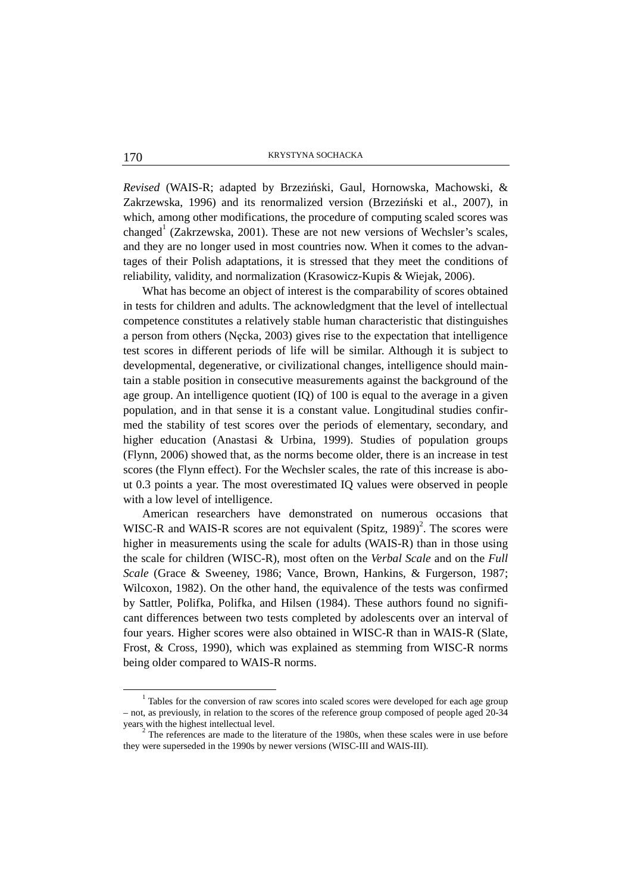*Revised* (WAIS-R; adapted by Brzeziński, Gaul, Hornowska, Machowski, & Zakrzewska, 1996) and its renormalized version (Brzeziński et al., 2007), in which, among other modifications, the procedure of computing scaled scores was changed[1] (Zakrzewska, 2001). These are not new versions of Wechsler's scales, and they are no longer used in most countries now. When it comes to the advantages of their Polish adaptations, it is stressed that they meet the conditions of reliability, validity, and normalization (Krasowicz-Kupis & Wiejak, 2006).

What has become an object of interest is the comparability of scores obtained in tests for children and adults. The acknowledgment that the level of intellectual competence constitutes a relatively stable human characteristic that distinguishes a person from others (Nęcka, 2003) gives rise to the expectation that intelligence test scores in different periods of life will be similar. Although it is subject to developmental, degenerative, or civilizational changes, intelligence should maintain a stable position in consecutive measurements against the background of the age group. An intelligence quotient (IQ) of 100 is equal to the average in a given population, and in that sense it is a constant value. Longitudinal studies confirmed the stability of test scores over the periods of elementary, secondary, and higher education (Anastasi & Urbina, 1999). Studies of population groups (Flynn, 2006) showed that, as the norms become older, there is an increase in test scores (the Flynn effect). For the Wechsler scales, the rate of this increase is about 0.3 points a year. The most overestimated IQ values were observed in people with a low level of intelligence.

American researchers have demonstrated on numerous occasions that WISC-R and WAIS-R scores are not equivalent (Spitz, 1989)[2]. The scores were higher in measurements using the scale for adults (WAIS-R) than in those using the scale for children (WISC-R), most often on the *Verbal Scale* and on the *Full Scale* (Grace & Sweeney, 1986; Vance, Brown, Hankins, & Furgerson, 1987; Wilcoxon, 1982). On the other hand, the equivalence of the tests was confirmed by Sattler, Polifka, Polifka, and Hilsen (1984). These authors found no significant differences between two tests completed by adolescents over an interval of four years. Higher scores were also obtained in WISC-R than in WAIS-R (Slate, Frost, & Cross, 1990), which was explained as stemming from WISC-R norms being older compared to WAIS-R norms.

[1] Tables for the conversion of raw scores into scaled scores were developed for each age group – not, as previously, in relation to the scores of the reference group composed of people aged 20-34 years with the highest intellectual level.

[2] The references are made to the literature of the 1980s, when these scales were in use before they were superseded in the 1990s by newer versions (WISC-III and WAIS-III).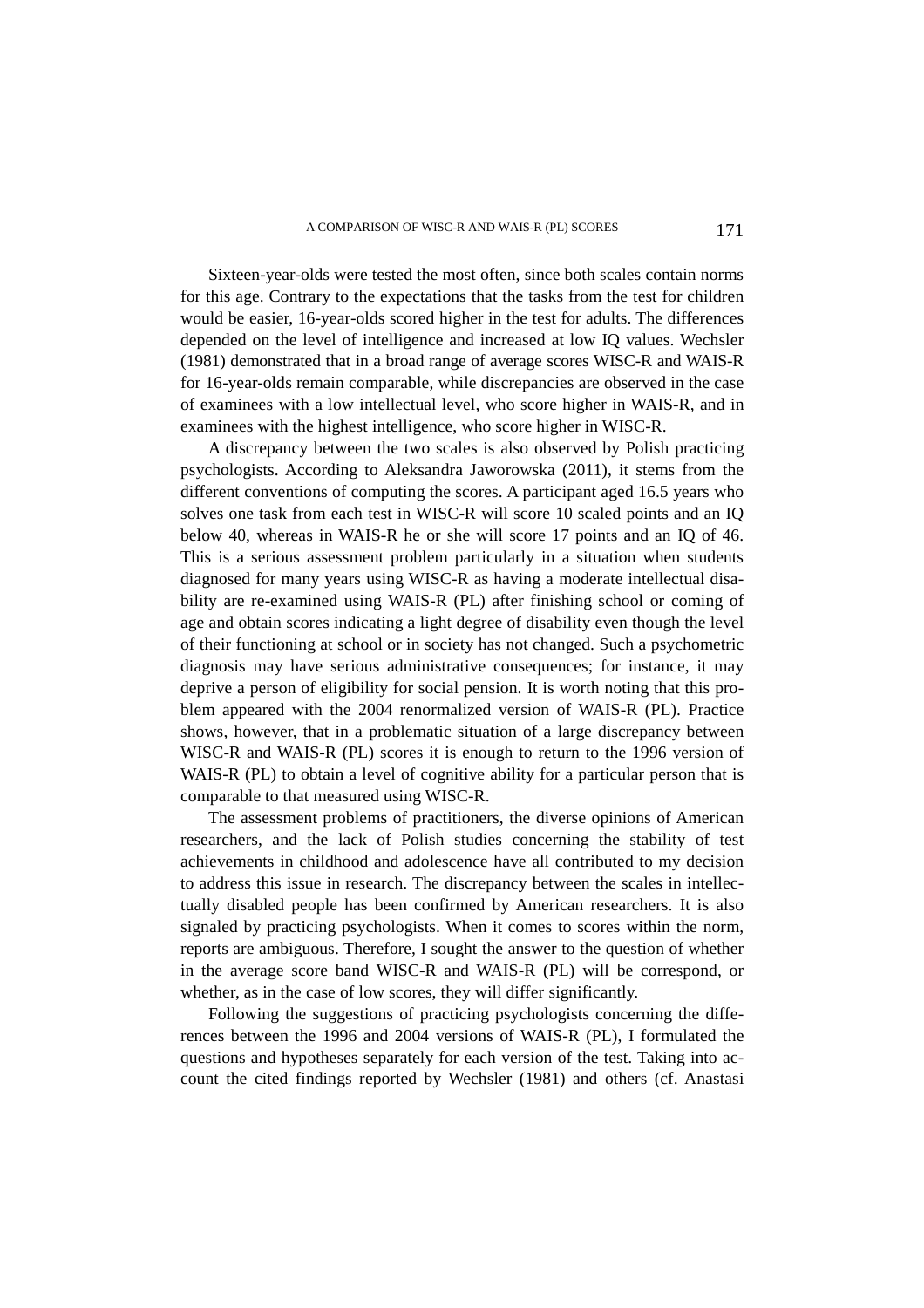Sixteen-year-olds were tested the most often, since both scales contain norms for this age. Contrary to the expectations that the tasks from the test for children would be easier, 16-year-olds scored higher in the test for adults. The differences depended on the level of intelligence and increased at low IQ values. Wechsler (1981) demonstrated that in a broad range of average scores WISC-R and WAIS-R for 16-year-olds remain comparable, while discrepancies are observed in the case of examinees with a low intellectual level, who score higher in WAIS-R, and in examinees with the highest intelligence, who score higher in WISC-R.

A discrepancy between the two scales is also observed by Polish practicing psychologists. According to Aleksandra Jaworowska (2011), it stems from the different conventions of computing the scores. A participant aged 16.5 years who solves one task from each test in WISC-R will score 10 scaled points and an IQ below 40, whereas in WAIS-R he or she will score 17 points and an IQ of 46. This is a serious assessment problem particularly in a situation when students diagnosed for many years using WISC-R as having a moderate intellectual disability are re-examined using WAIS-R (PL) after finishing school or coming of age and obtain scores indicating a light degree of disability even though the level of their functioning at school or in society has not changed. Such a psychometric diagnosis may have serious administrative consequences; for instance, it may deprive a person of eligibility for social pension. It is worth noting that this problem appeared with the 2004 renormalized version of WAIS-R (PL). Practice shows, however, that in a problematic situation of a large discrepancy between WISC-R and WAIS-R (PL) scores it is enough to return to the 1996 version of WAIS-R (PL) to obtain a level of cognitive ability for a particular person that is comparable to that measured using WISC-R.

The assessment problems of practitioners, the diverse opinions of American researchers, and the lack of Polish studies concerning the stability of test achievements in childhood and adolescence have all contributed to my decision to address this issue in research. The discrepancy between the scales in intellectually disabled people has been confirmed by American researchers. It is also signaled by practicing psychologists. When it comes to scores within the norm, reports are ambiguous. Therefore, I sought the answer to the question of whether in the average score band WISC-R and WAIS-R (PL) will be correspond, or whether, as in the case of low scores, they will differ significantly.

Following the suggestions of practicing psychologists concerning the differences between the 1996 and 2004 versions of WAIS-R (PL), I formulated the questions and hypotheses separately for each version of the test. Taking into account the cited findings reported by Wechsler (1981) and others (cf. Anastasi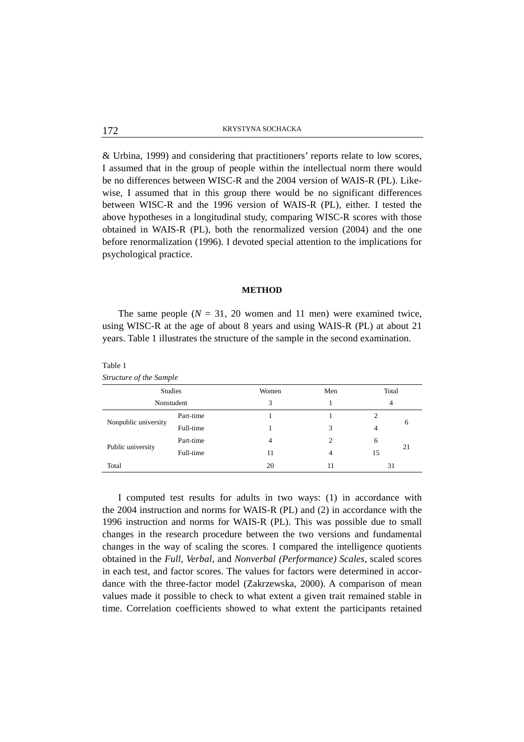& Urbina, 1999) and considering that practitioners' reports relate to low scores, I assumed that in the group of people within the intellectual norm there would be no differences between WISC-R and the 2004 version of WAIS-R (PL). Likewise, I assumed that in this group there would be no significant differences between WISC-R and the 1996 version of WAIS-R (PL), either. I tested the above hypotheses in a longitudinal study, comparing WISC-R scores with those obtained in WAIS-R (PL), both the renormalized version (2004) and the one before renormalization (1996). I devoted special attention to the implications for psychological practice.

## METHOD

The same people ($N$ = 31, 20 women and 11 men) were examined twice, using WISC-R at the age of about 8 years and using WAIS-R (PL) at about 21 years. Table 1 illustrates the structure of the sample in the second examination.

Table 1

*Structure of the Sample*

| Studies | | Women | Men | Total | |
|---|---|---|---|---|---|
| Nonstudent | | 3 | 1 | 4 | |
| Nonpublic university | Part-time | 1 | 1 | 2 | 6 |
| | Full-time | 1 | 3 | 4 | |
| Public university | Part-time | 4 | 2 | 6 | 21 |
| | Full-time | 11 | 4 | 15 | |
| Total | | 20 | 11 | 31 | |

I computed test results for adults in two ways: (1) in accordance with the 2004 instruction and norms for WAIS-R (PL) and (2) in accordance with the 1996 instruction and norms for WAIS-R (PL). This was possible due to small changes in the research procedure between the two versions and fundamental changes in the way of scaling the scores. I compared the intelligence quotients obtained in the *Full*, *Verbal*, and *Nonverbal (Performance) Scales*, scaled scores in each test, and factor scores. The values for factors were determined in accordance with the three-factor model (Zakrzewska, 2000). A comparison of mean values made it possible to check to what extent a given trait remained stable in time. Correlation coefficients showed to what extent the participants retained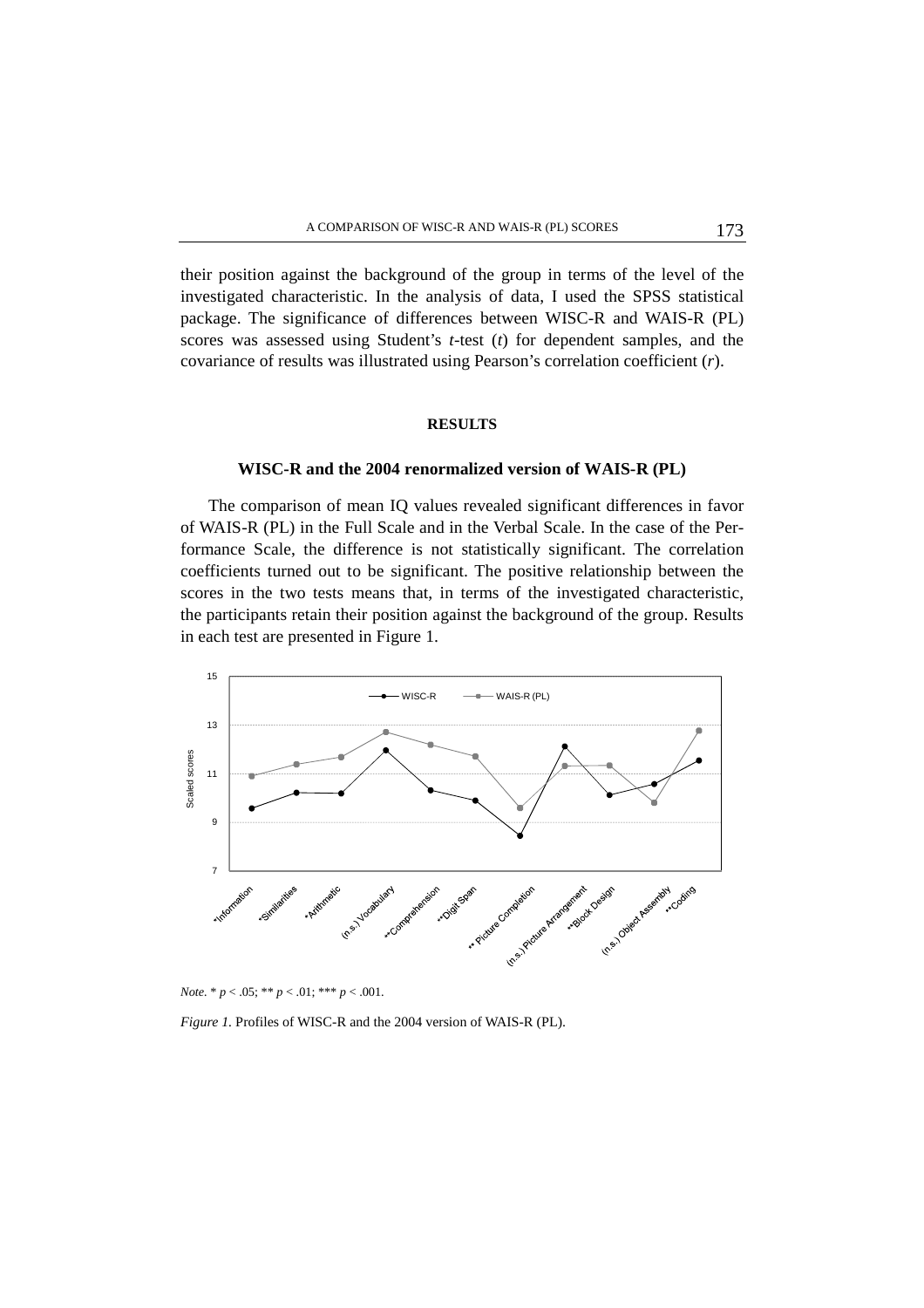their position against the background of the group in terms of the level of the investigated characteristic. In the analysis of data, I used the SPSS statistical package. The significance of differences between WISC-R and WAIS-R (PL) scores was assessed using Student's *t*-test (*t*) for dependent samples, and the covariance of results was illustrated using Pearson's correlation coefficient (*r*).

## RESULTS

### WISC-R and the 2004 renormalized version of WAIS-R (PL)

The comparison of mean IQ values revealed significant differences in favor of WAIS-R (PL) in the Full Scale and in the Verbal Scale. In the case of the Performance Scale, the difference is not statistically significant. The correlation coefficients turned out to be significant. The positive relationship between the scores in the two tests means that, in terms of the investigated characteristic, the participants retain their position against the background of the group. Results in each test are presented in Figure 1.

*Note*. * $p < .05$; ** $p < .01$; *** $p < .001$.

*Figure 1.* Profiles of WISC-R and the 2004 version of WAIS-R (PL).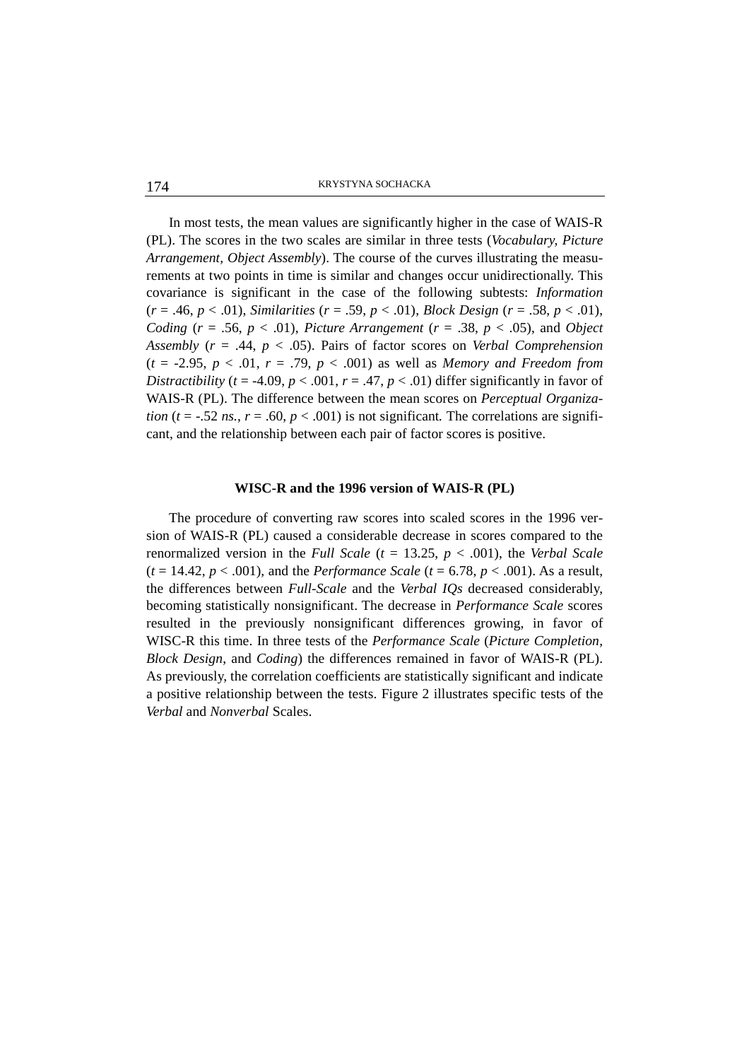In most tests, the mean values are significantly higher in the case of WAIS-R (PL). The scores in the two scales are similar in three tests (*Vocabulary, Picture Arrangement, Object Assembly*). The course of the curves illustrating the measurements at two points in time is similar and changes occur unidirectionally. This covariance is significant in the case of the following subtests: *Information* ($r$ = .46, $p$ < .01), *Similarities* ($r$ = .59, $p$ < .01), *Block Design* ($r$ = .58, $p$ < .01), *Coding* ($r$ = .56, $p$ < .01), *Picture Arrangement* ($r$ = .38, $p$ < .05), and *Object Assembly* ($r$ = .44, $p$ < .05). Pairs of factor scores on *Verbal Comprehension* ($t$ = -2.95, $p$ < .01, $r$ = .79, $p$ < .001) as well as *Memory and Freedom from Distractibility* ($t$ = -4.09, $p$ < .001, $r$ = .47, $p$ < .01) differ significantly in favor of WAIS-R (PL). The difference between the mean scores on *Perceptual Organization* ($t$ = -.52 *ns.*, $r$ = .60, $p$ < .001) is not significant. The correlations are significant, and the relationship between each pair of factor scores is positive.

## WISC-R and the 1996 version of WAIS-R (PL)

The procedure of converting raw scores into scaled scores in the 1996 version of WAIS-R (PL) caused a considerable decrease in scores compared to the renormalized version in the *Full Scale* ($t$ = 13.25, $p$ < .001), the *Verbal Scale* ($t$ = 14.42, $p$ < .001), and the *Performance Scale* ($t$ = 6.78, $p$ < .001). As a result, the differences between *Full-Scale* and the *Verbal IQs* decreased considerably, becoming statistically nonsignificant. The decrease in *Performance Scale* scores resulted in the previously nonsignificant differences growing, in favor of WISC-R this time. In three tests of the *Performance Scale* (*Picture Completion*, *Block Design*, and *Coding*) the differences remained in favor of WAIS-R (PL). As previously, the correlation coefficients are statistically significant and indicate a positive relationship between the tests. Figure 2 illustrates specific tests of the *Verbal* and *Nonverbal* Scales.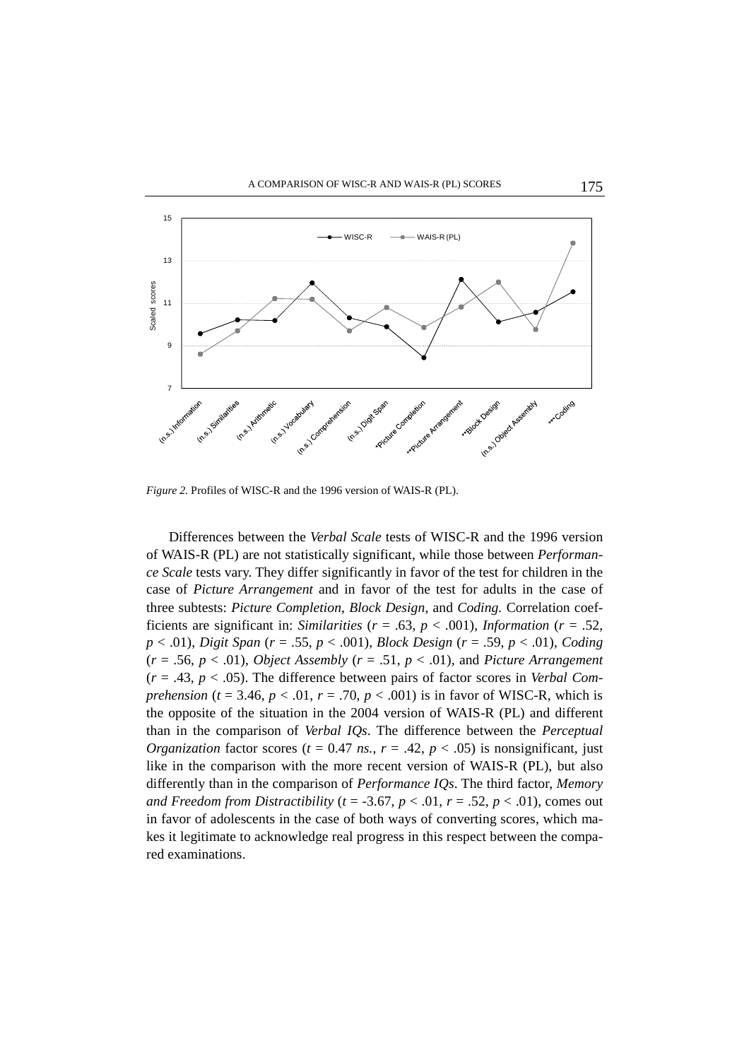*Figure 2.* Profiles of WISC-R and the 1996 version of WAIS-R (PL).

Differences between the *Verbal Scale* tests of WISC-R and the 1996 version of WAIS-R (PL) are not statistically significant, while those between *Performance Scale* tests vary. They differ significantly in favor of the test for children in the case of *Picture Arrangement* and in favor of the test for adults in the case of three subtests: *Picture Completion*, *Block Design*, and *Coding*. Correlation coefficients are significant in: *Similarities* ($r$ = .63, $p$ < .001), *Information* ($r$ = .52, $p$ < .01), *Digit Span* ($r$ = .55, $p$ < .001), *Block Design* ($r$ = .59, $p$ < .01), *Coding* ($r$ = .56, $p$ < .01), *Object Assembly* ($r$ = .51, $p$ < .01), and *Picture Arrangement* ($r$ = .43, $p$ < .05). The difference between pairs of factor scores in *Verbal Comprehension* ($t$ = 3.46, $p$ < .01, $r$ = .70, $p$ < .001) is in favor of WISC-R, which is the opposite of the situation in the 2004 version of WAIS-R (PL) and different than in the comparison of *Verbal IQs*. The difference between the *Perceptual Organization* factor scores ($t$ = 0.47 *ns.*, $r$ = .42, $p$ < .05) is nonsignificant, just like in the comparison with the more recent version of WAIS-R (PL), but also differently than in the comparison of *Performance IQs*. The third factor, *Memory and Freedom from Distractibility* ($t$ = -3.67, $p$ < .01, $r$ = .52, $p$ < .01), comes out in favor of adolescents in the case of both ways of converting scores, which makes it legitimate to acknowledge real progress in this respect between the compared examinations.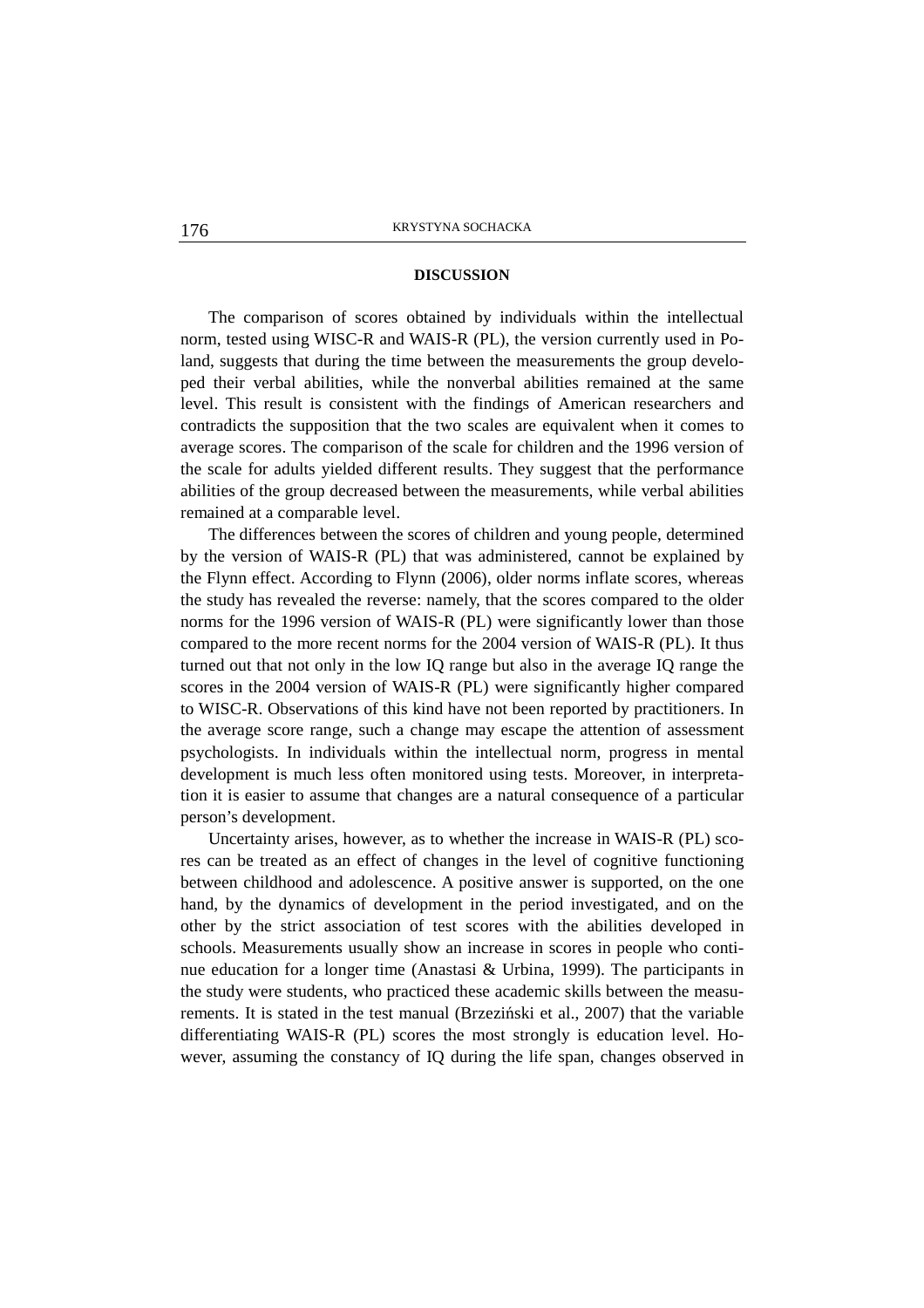**DISCUSSION**

The comparison of scores obtained by individuals within the intellectual norm, tested using WISC-R and WAIS-R (PL), the version currently used in Poland, suggests that during the time between the measurements the group developed their verbal abilities, while the nonverbal abilities remained at the same level. This result is consistent with the findings of American researchers and contradicts the supposition that the two scales are equivalent when it comes to average scores. The comparison of the scale for children and the 1996 version of the scale for adults yielded different results. They suggest that the performance abilities of the group decreased between the measurements, while verbal abilities remained at a comparable level.

The differences between the scores of children and young people, determined by the version of WAIS-R (PL) that was administered, cannot be explained by the Flynn effect. According to Flynn (2006), older norms inflate scores, whereas the study has revealed the reverse: namely, that the scores compared to the older norms for the 1996 version of WAIS-R (PL) were significantly lower than those compared to the more recent norms for the 2004 version of WAIS-R (PL). It thus turned out that not only in the low IQ range but also in the average IQ range the scores in the 2004 version of WAIS-R (PL) were significantly higher compared to WISC-R. Observations of this kind have not been reported by practitioners. In the average score range, such a change may escape the attention of assessment psychologists. In individuals within the intellectual norm, progress in mental development is much less often monitored using tests. Moreover, in interpretation it is easier to assume that changes are a natural consequence of a particular person's development.

Uncertainty arises, however, as to whether the increase in WAIS-R (PL) scores can be treated as an effect of changes in the level of cognitive functioning between childhood and adolescence. A positive answer is supported, on the one hand, by the dynamics of development in the period investigated, and on the other by the strict association of test scores with the abilities developed in schools. Measurements usually show an increase in scores in people who continue education for a longer time (Anastasi & Urbina, 1999). The participants in the study were students, who practiced these academic skills between the measurements. It is stated in the test manual (Brzeziński et al., 2007) that the variable differentiating WAIS-R (PL) scores the most strongly is education level. However, assuming the constancy of IQ during the life span, changes observed in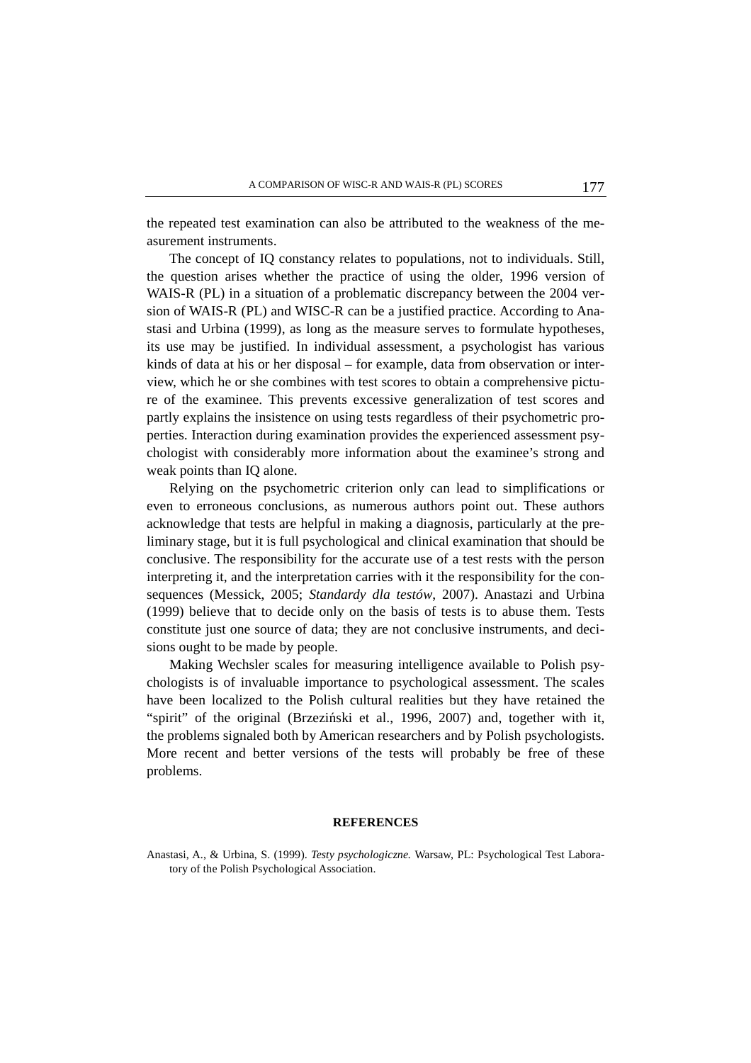the repeated test examination can also be attributed to the weakness of the measurement instruments.

The concept of IQ constancy relates to populations, not to individuals. Still, the question arises whether the practice of using the older, 1996 version of WAIS-R (PL) in a situation of a problematic discrepancy between the 2004 version of WAIS-R (PL) and WISC-R can be a justified practice. According to Anastasi and Urbina (1999), as long as the measure serves to formulate hypotheses, its use may be justified. In individual assessment, a psychologist has various kinds of data at his or her disposal – for example, data from observation or interview, which he or she combines with test scores to obtain a comprehensive picture of the examinee. This prevents excessive generalization of test scores and partly explains the insistence on using tests regardless of their psychometric properties. Interaction during examination provides the experienced assessment psychologist with considerably more information about the examinee's strong and weak points than IQ alone.

Relying on the psychometric criterion only can lead to simplifications or even to erroneous conclusions, as numerous authors point out. These authors acknowledge that tests are helpful in making a diagnosis, particularly at the preliminary stage, but it is full psychological and clinical examination that should be conclusive. The responsibility for the accurate use of a test rests with the person interpreting it, and the interpretation carries with it the responsibility for the consequences (Messick, 2005; *Standardy dla testów*, 2007). Anastazi and Urbina (1999) believe that to decide only on the basis of tests is to abuse them. Tests constitute just one source of data; they are not conclusive instruments, and decisions ought to be made by people.

Making Wechsler scales for measuring intelligence available to Polish psychologists is of invaluable importance to psychological assessment. The scales have been localized to the Polish cultural realities but they have retained the "spirit" of the original (Brzeziński et al., 1996, 2007) and, together with it, the problems signaled both by American researchers and by Polish psychologists. More recent and better versions of the tests will probably be free of these problems.

## REFERENCES

Anastasi, A., & Urbina, S. (1999). *Testy psychologiczne.* Warsaw, PL: Psychological Test Laboratory of the Polish Psychological Association.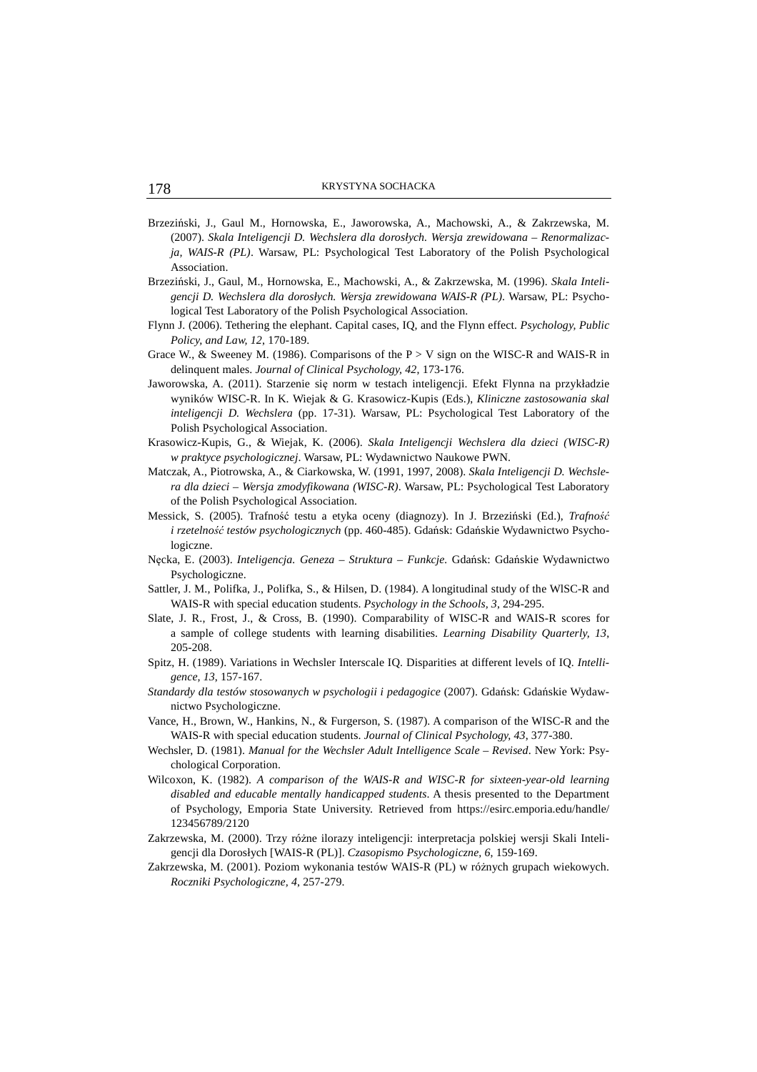Brzeziński, J., Gaul M., Hornowska, E., Jaworowska, A., Machowski, A., & Zakrzewska, M. (2007). *Skala Inteligencji D. Wechslera dla dorosłych. Wersja zrewidowana – Renormalizacja, WAIS-R (PL)*. Warsaw, PL: Psychological Test Laboratory of the Polish Psychological Association.

Brzeziński, J., Gaul, M., Hornowska, E., Machowski, A., & Zakrzewska, M. (1996). *Skala Inteligencji D. Wechslera dla dorosłych. Wersja zrewidowana WAIS-R (PL)*. Warsaw, PL: Psychological Test Laboratory of the Polish Psychological Association.

Flynn J. (2006). Tethering the elephant. Capital cases, IQ, and the Flynn effect. *Psychology, Public Policy, and Law, 12*, 170-189.

Grace W., & Sweeney M. (1986). Comparisons of the P > V sign on the WISC-R and WAIS-R in delinquent males. *Journal of Clinical Psychology, 42*, 173-176.

Jaworowska, A. (2011). Starzenie się norm w testach inteligencji. Efekt Flynna na przykładzie wyników WISC-R. In K. Wiejak & G. Krasowicz-Kupis (Eds.), *Kliniczne zastosowania skal inteligencji D. Wechslera* (pp. 17-31). Warsaw, PL: Psychological Test Laboratory of the Polish Psychological Association.

Krasowicz-Kupis, G., & Wiejak, K. (2006). *Skala Inteligencji Wechslera dla dzieci (WISC-R) w praktyce psychologicznej*. Warsaw, PL: Wydawnictwo Naukowe PWN.

Matczak, A., Piotrowska, A., & Ciarkowska, W. (1991, 1997, 2008). *Skala Inteligencji D. Wechslera dla dzieci – Wersja zmodyfikowana (WISC-R)*. Warsaw, PL: Psychological Test Laboratory of the Polish Psychological Association.

Messick, S. (2005). Trafność testu a etyka oceny (diagnozy). In J. Brzeziński (Ed.), *Trafność i rzetelność testów psychologicznych* (pp. 460-485). Gdańsk: Gdańskie Wydawnictwo Psychologiczne.

Nęcka, E. (2003). *Inteligencja. Geneza – Struktura – Funkcje*. Gdańsk: Gdańskie Wydawnictwo Psychologiczne.

Sattler, J. M., Polifka, J., Polifka, S., & Hilsen, D. (1984). A longitudinal study of the WlSC-R and WAIS-R with special education students. *Psychology in the Schools, 3*, 294-295.

Slate, J. R., Frost, J., & Cross, B. (1990). Comparability of WISC-R and WAIS-R scores for a sample of college students with learning disabilities. *Learning Disability Quarterly, 13*, 205-208.

Spitz, H. (1989). Variations in Wechsler Interscale IQ. Disparities at different levels of IQ. *Intelligence, 13*, 157-167.

*Standardy dla testów stosowanych w psychologii i pedagogice* (2007). Gdańsk: Gdańskie Wydawnictwo Psychologiczne.

Vance, H., Brown, W., Hankins, N., & Furgerson, S. (1987). A comparison of the WISC-R and the WAIS-R with special education students. *Journal of Clinical Psychology, 43*, 377-380.

Wechsler, D. (1981). *Manual for the Wechsler Adult Intelligence Scale – Revised*. New York: Psychological Corporation.

Wilcoxon, K. (1982). *A comparison of the WAIS-R and WISC-R for sixteen-year-old learning disabled and educable mentally handicapped students*. A thesis presented to the Department of Psychology, Emporia State University. Retrieved from https://esirc.emporia.edu/handle/123456789/2120

Zakrzewska, M. (2000). Trzy różne ilorazy inteligencji: interpretacja polskiej wersji Skali Inteligencji dla Dorosłych [WAIS-R (PL)]. *Czasopismo Psychologiczne, 6*, 159-169.

Zakrzewska, M. (2001). Poziom wykonania testów WAIS-R (PL) w różnych grupach wiekowych. *Roczniki Psychologiczne, 4*, 257-279.